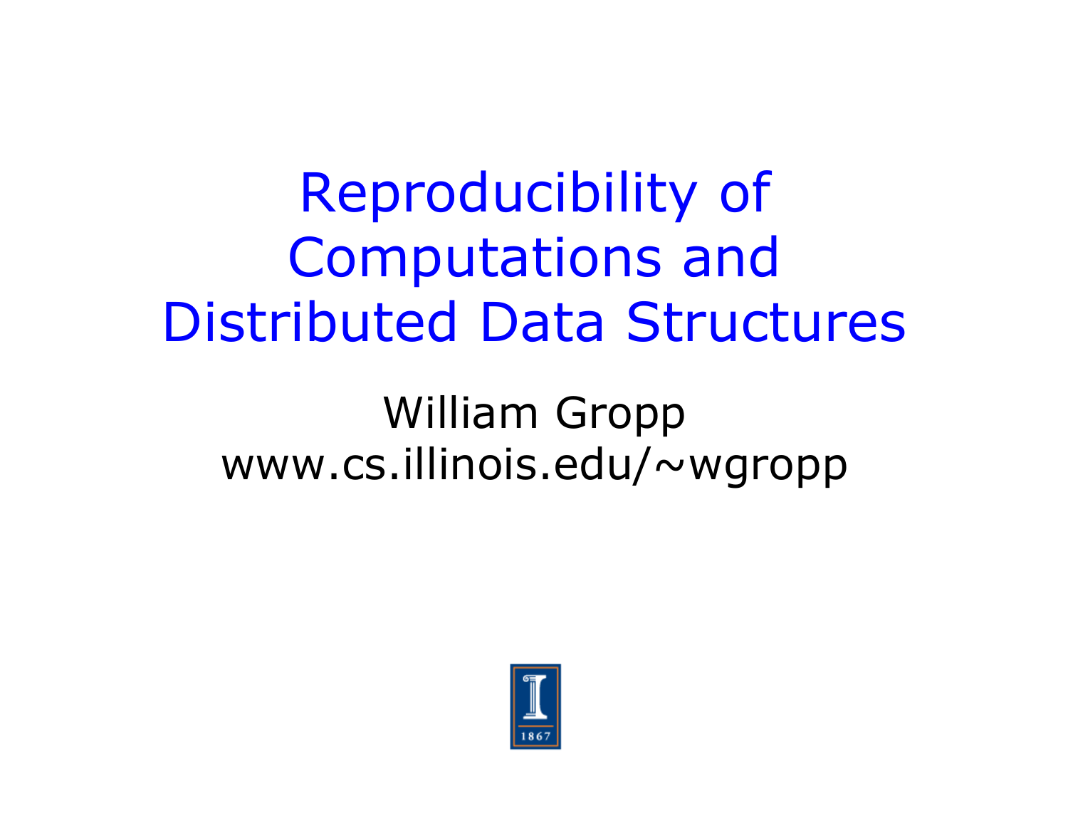# Reproducibility of Computations and Distributed Data Structures

William Gropp
www.cs.illinois.edu/~wgropp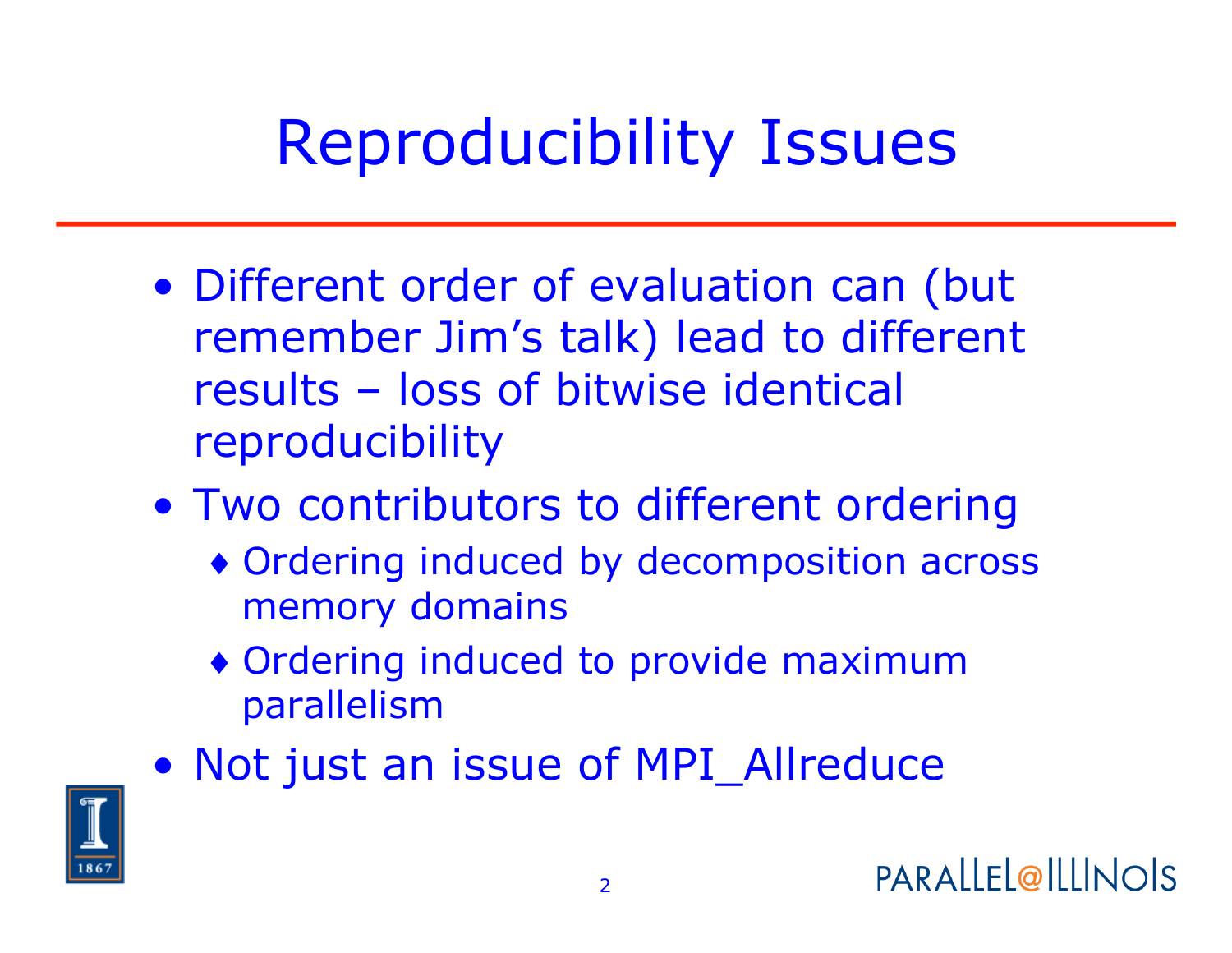# Reproducibility Issues

- Different order of evaluation can (but remember Jim's talk) lead to different results – loss of bitwise identical reproducibility
- Two contributors to different ordering
  - Ordering induced by decomposition across memory domains
  - Ordering induced to provide maximum parallelism
- Not just an issue of MPI_Allreduce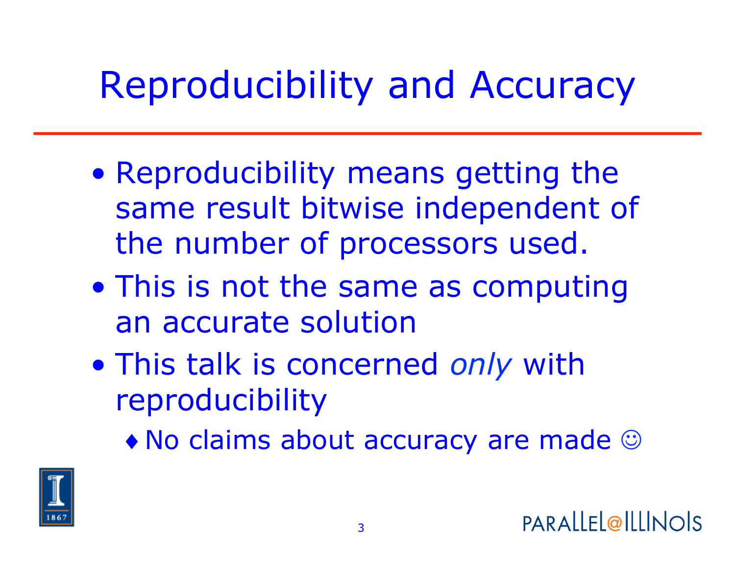# Reproducibility and Accuracy

- Reproducibility means getting the same result bitwise independent of the number of processors used.
- This is not the same as computing an accurate solution
- This talk is concerned *only* with reproducibility
  - No claims about accuracy are made ☺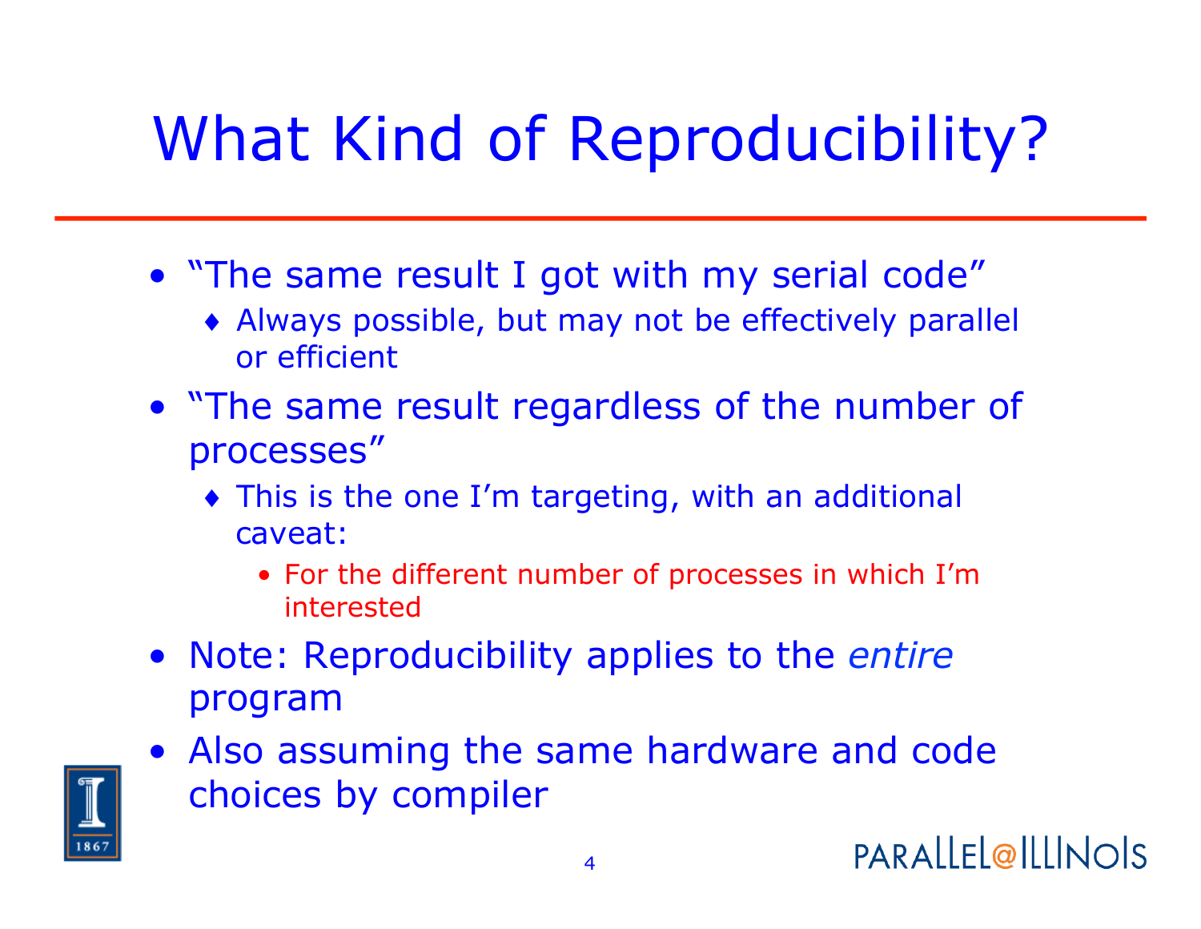# What Kind of Reproducibility?

- "The same result I got with my serial code"
  - Always possible, but may not be effectively parallel or efficient
- "The same result regardless of the number of processes"
  - This is the one I'm targeting, with an additional caveat:
    - For the different number of processes in which I'm interested
- Note: Reproducibility applies to the *entire* program
- Also assuming the same hardware and code choices by compiler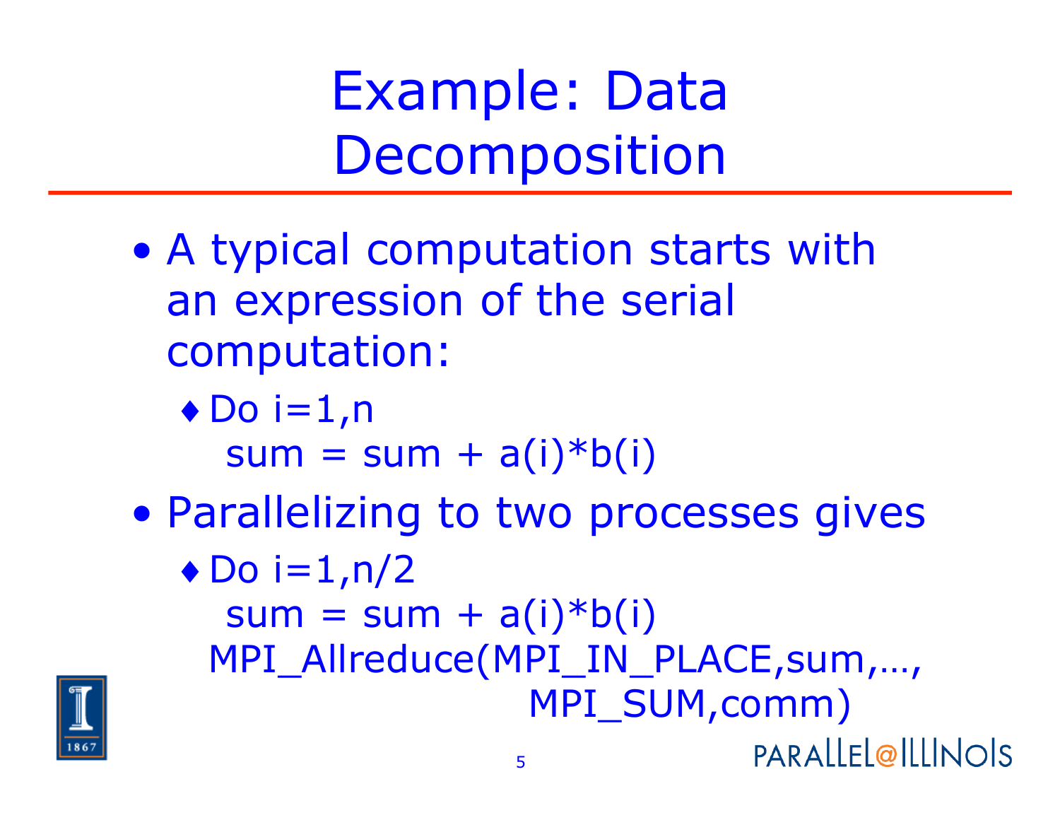# Example: Data Decomposition

- A typical computation starts with an expression of the serial computation:
  - Do i=1,n
    sum = sum + a(i)*b(i)
- Parallelizing to two processes gives
  - Do i=1,n/2
    sum = sum + a(i)*b(i)
    MPI_Allreduce(MPI_IN_PLACE,sum,…,
                                MPI_SUM,comm)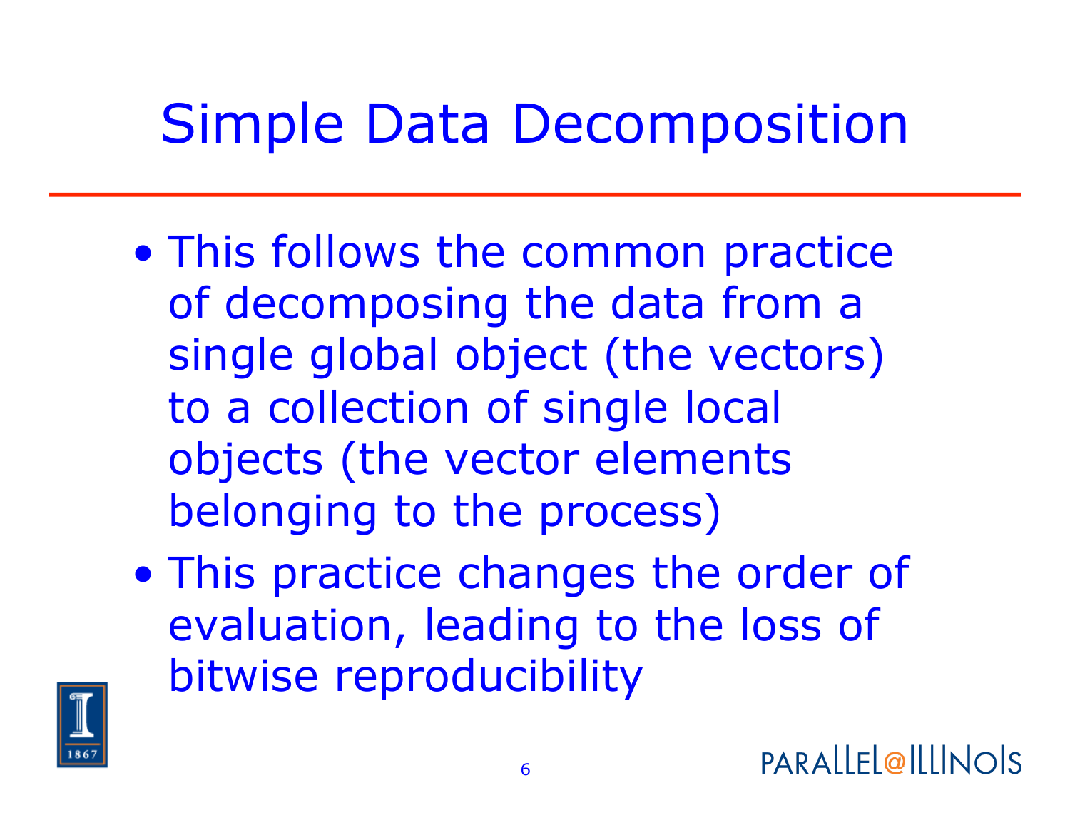# Simple Data Decomposition

- This follows the common practice of decomposing the data from a single global object (the vectors) to a collection of single local objects (the vector elements belonging to the process)
- This practice changes the order of evaluation, leading to the loss of bitwise reproducibility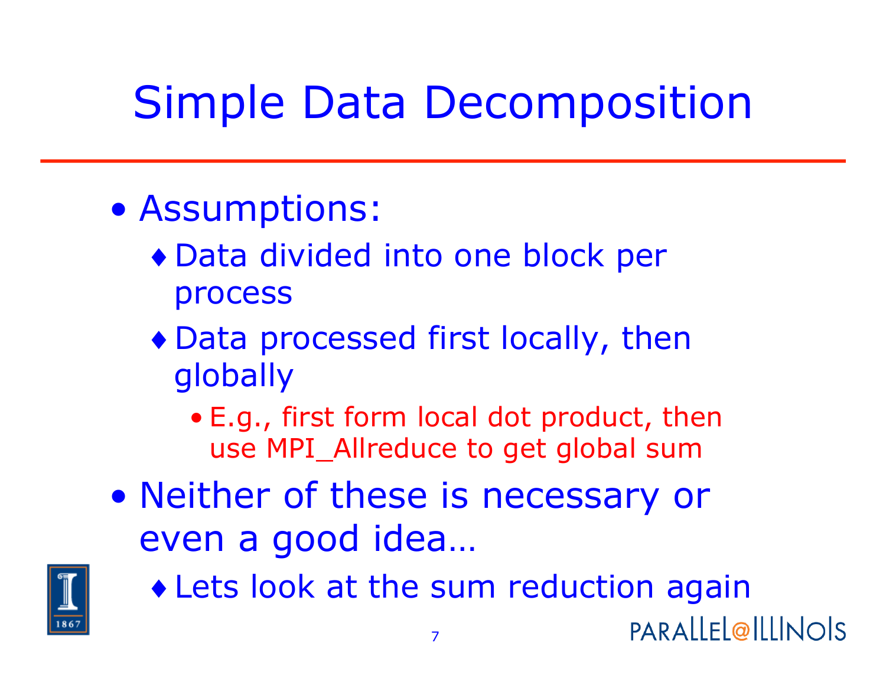# Simple Data Decomposition

- Assumptions:
  - Data divided into one block per process
  - Data processed first locally, then globally
    - E.g., first form local dot product, then use MPI_Allreduce to get global sum
- Neither of these is necessary or even a good idea…
  - Lets look at the sum reduction again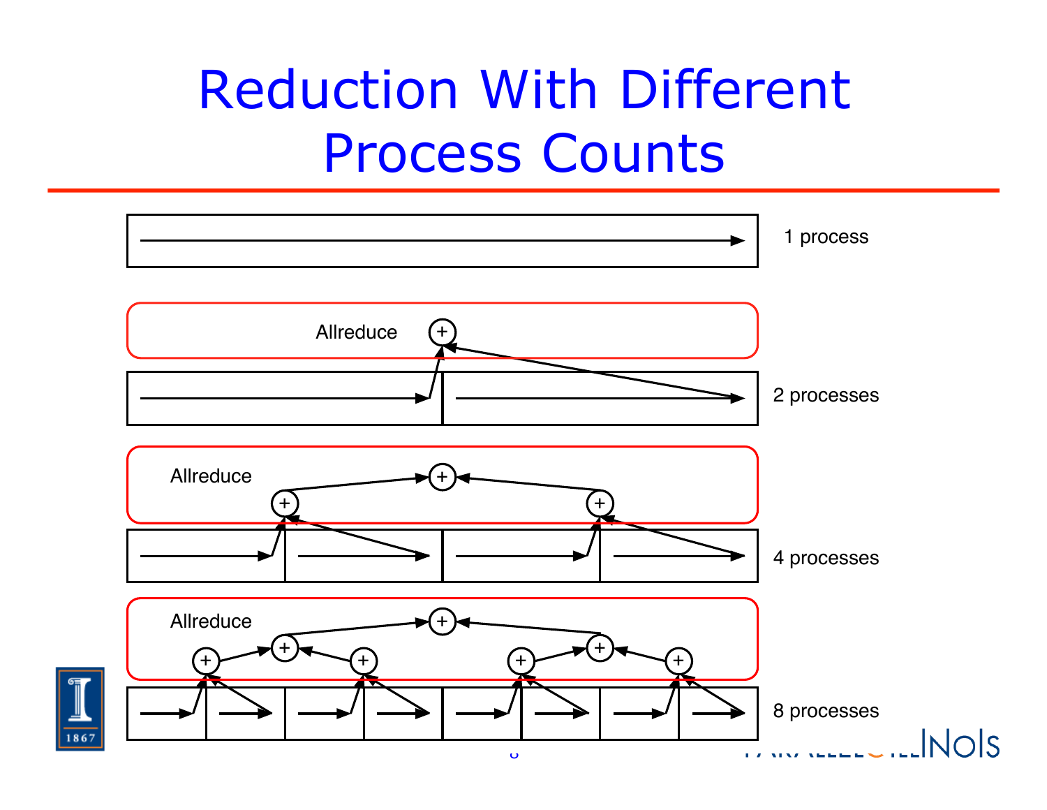# Reduction With Different Process Counts

Allreduce

1 process

2 processes

4 processes

8 processes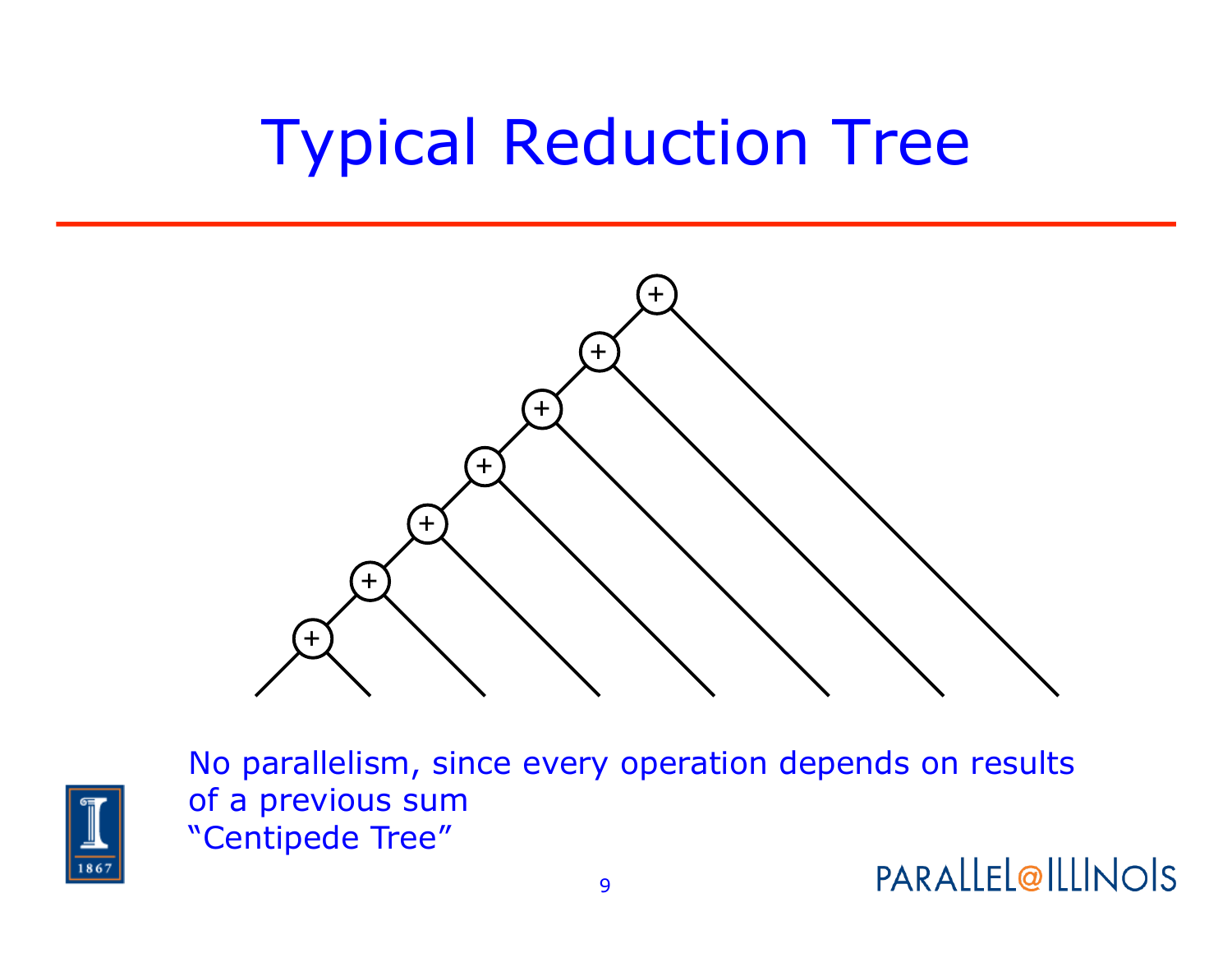# Typical Reduction Tree

No parallelism, since every operation depends on results of a previous sum

"Centipede Tree"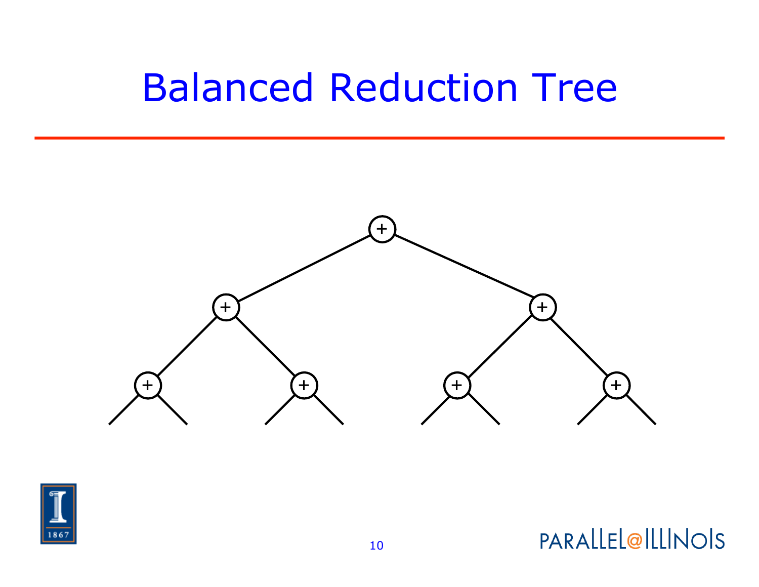# Balanced Reduction Tree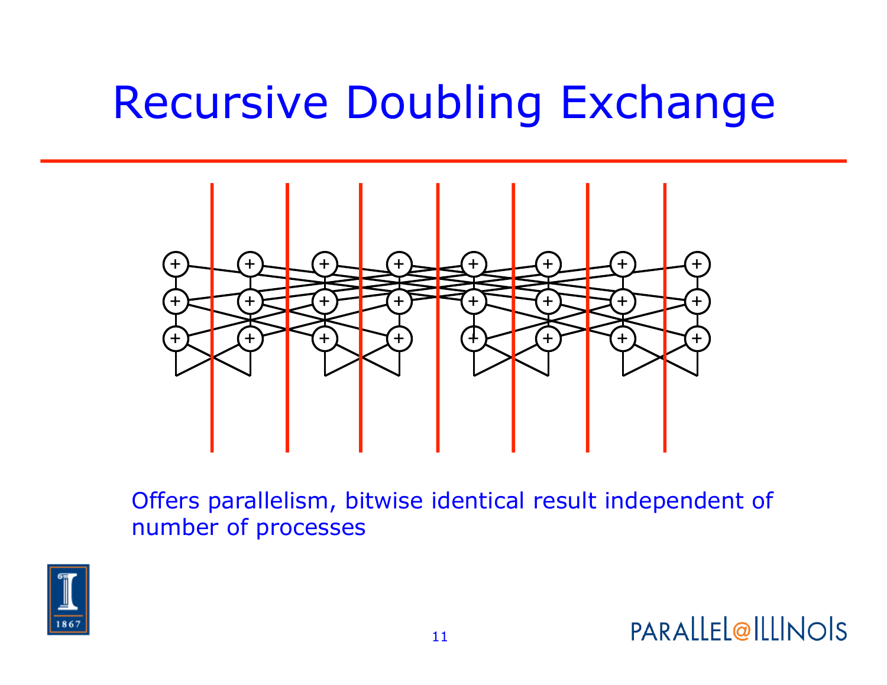# Recursive Doubling Exchange

Offers parallelism, bitwise identical result independent of number of processes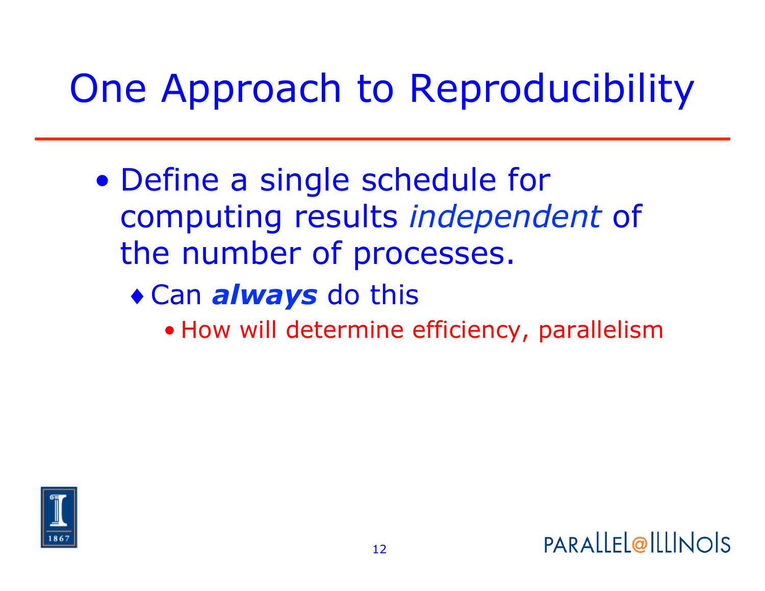# One Approach to Reproducibility

- Define a single schedule for computing results *independent* of the number of processes.
  - Can ***always*** do this
    - How will determine efficiency, parallelism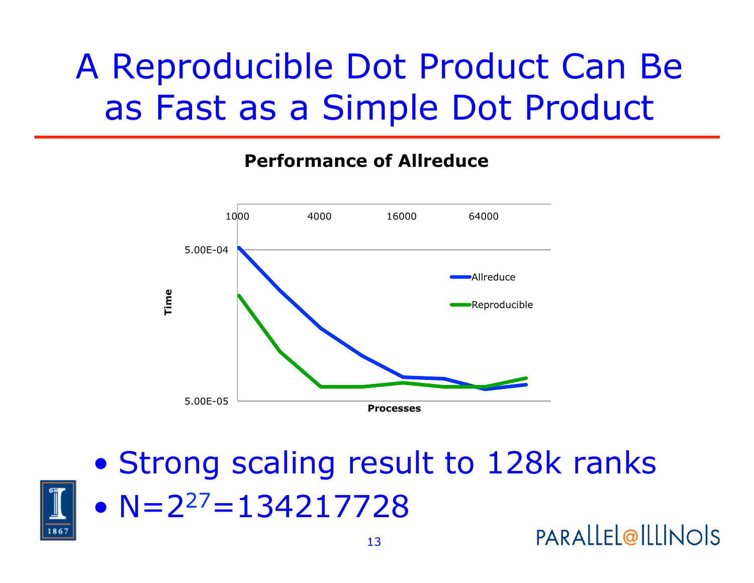# A Reproducible Dot Product Can Be as Fast as a Simple Dot Product

**Performance of Allreduce**

- Strong scaling result to 128k ranks
- $N=2^{27}=134217728$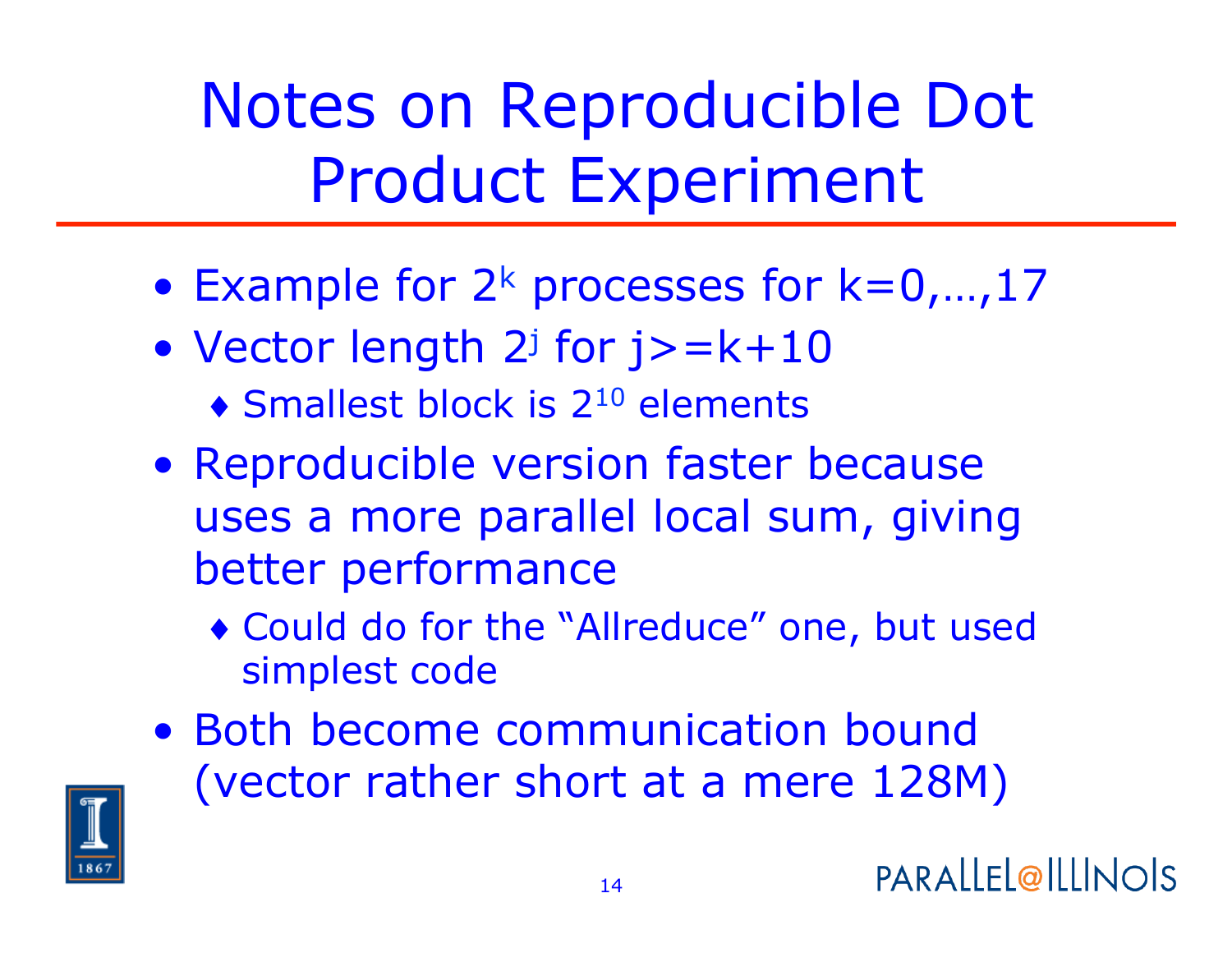# Notes on Reproducible Dot Product Experiment

- Example for $2^k$ processes for $k=0,\ldots,17$
- Vector length $2^j$ for $j>=k+10$
    - Smallest block is $2^{10}$ elements
- Reproducible version faster because uses a more parallel local sum, giving better performance
    - Could do for the "Allreduce" one, but used simplest code
- Both become communication bound (vector rather short at a mere 128M)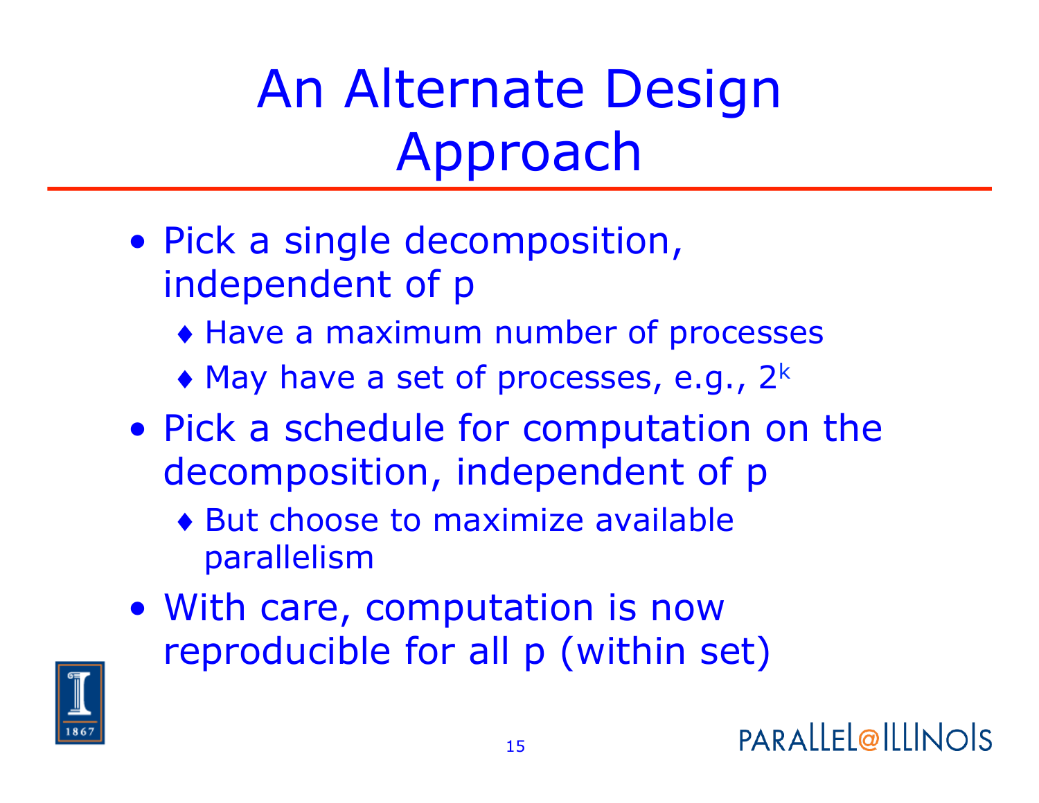# An Alternate Design Approach

- Pick a single decomposition, independent of p
  - Have a maximum number of processes
  - May have a set of processes, e.g., $2^k$
- Pick a schedule for computation on the decomposition, independent of p
  - But choose to maximize available parallelism
- With care, computation is now reproducible for all p (within set)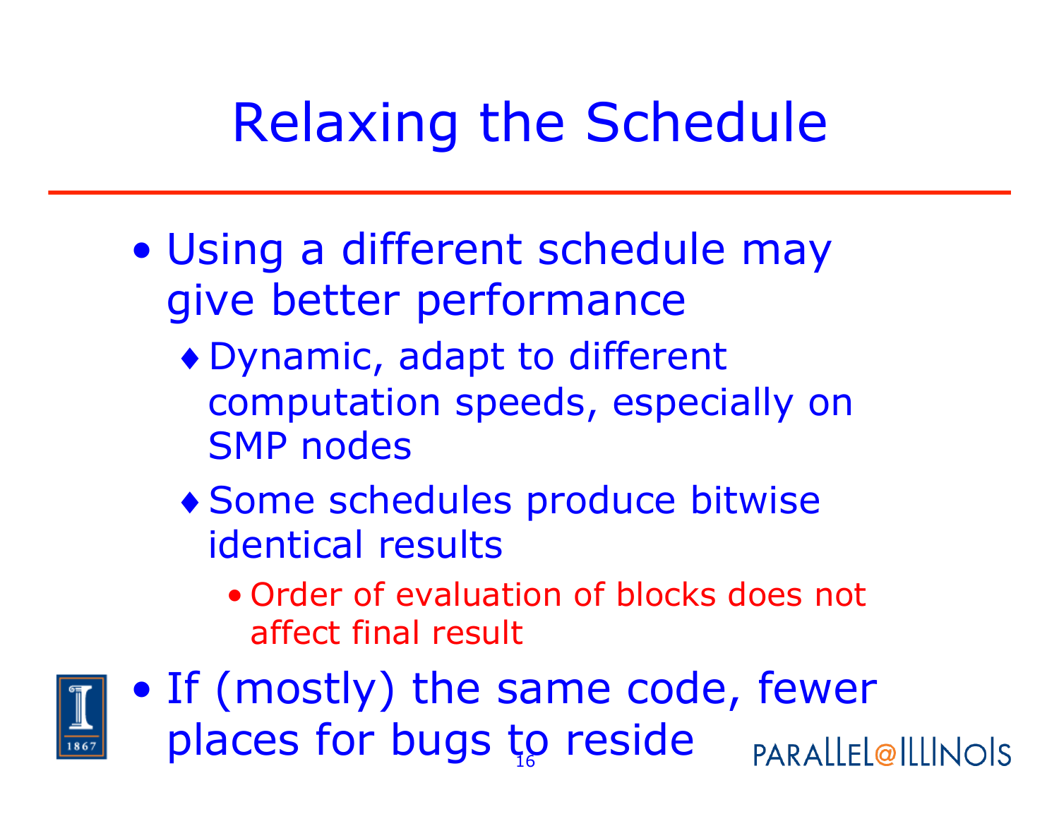# Relaxing the Schedule

- Using a different schedule may give better performance
  - Dynamic, adapt to different computation speeds, especially on SMP nodes
  - Some schedules produce bitwise identical results
    - Order of evaluation of blocks does not affect final result
- If (mostly) the same code, fewer places for bugs to reside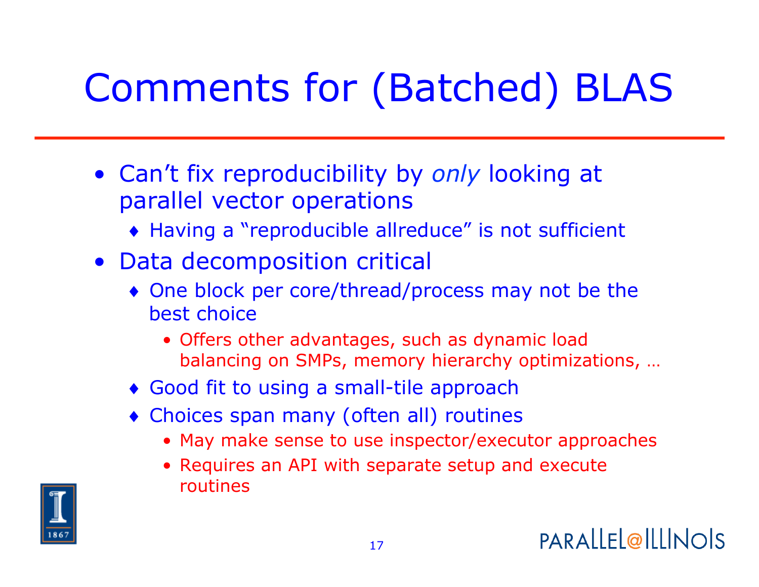# Comments for (Batched) BLAS

- Can't fix reproducibility by *only* looking at parallel vector operations
  - Having a "reproducible allreduce" is not sufficient
- Data decomposition critical
  - One block per core/thread/process may not be the best choice
    - Offers other advantages, such as dynamic load balancing on SMPs, memory hierarchy optimizations, …
  - Good fit to using a small-tile approach
  - Choices span many (often all) routines
    - May make sense to use inspector/executor approaches
    - Requires an API with separate setup and execute routines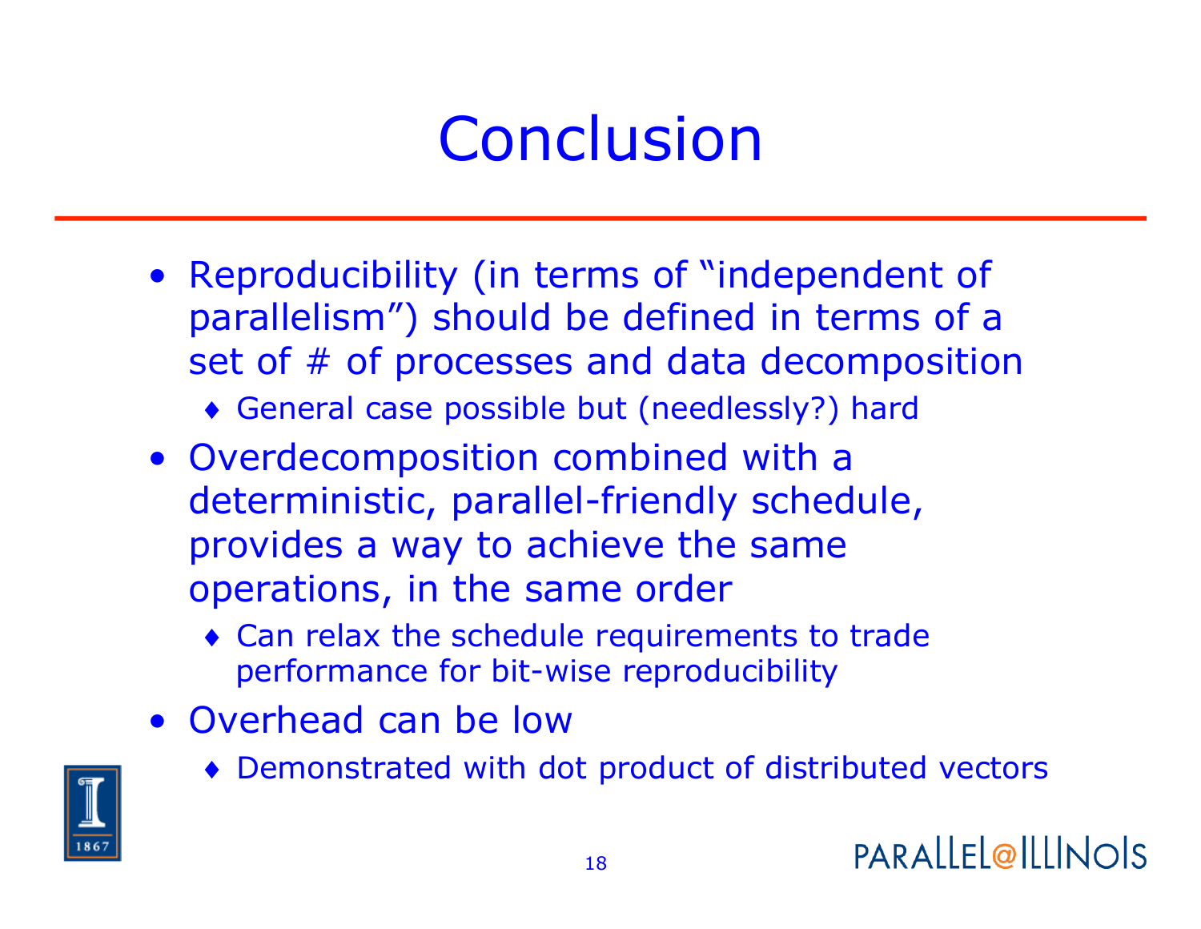# Conclusion

- Reproducibility (in terms of "independent of parallelism") should be defined in terms of a set of # of processes and data decomposition
  - General case possible but (needlessly?) hard
- Overdecomposition combined with a deterministic, parallel-friendly schedule, provides a way to achieve the same operations, in the same order
  - Can relax the schedule requirements to trade performance for bit-wise reproducibility
- Overhead can be low
  - Demonstrated with dot product of distributed vectors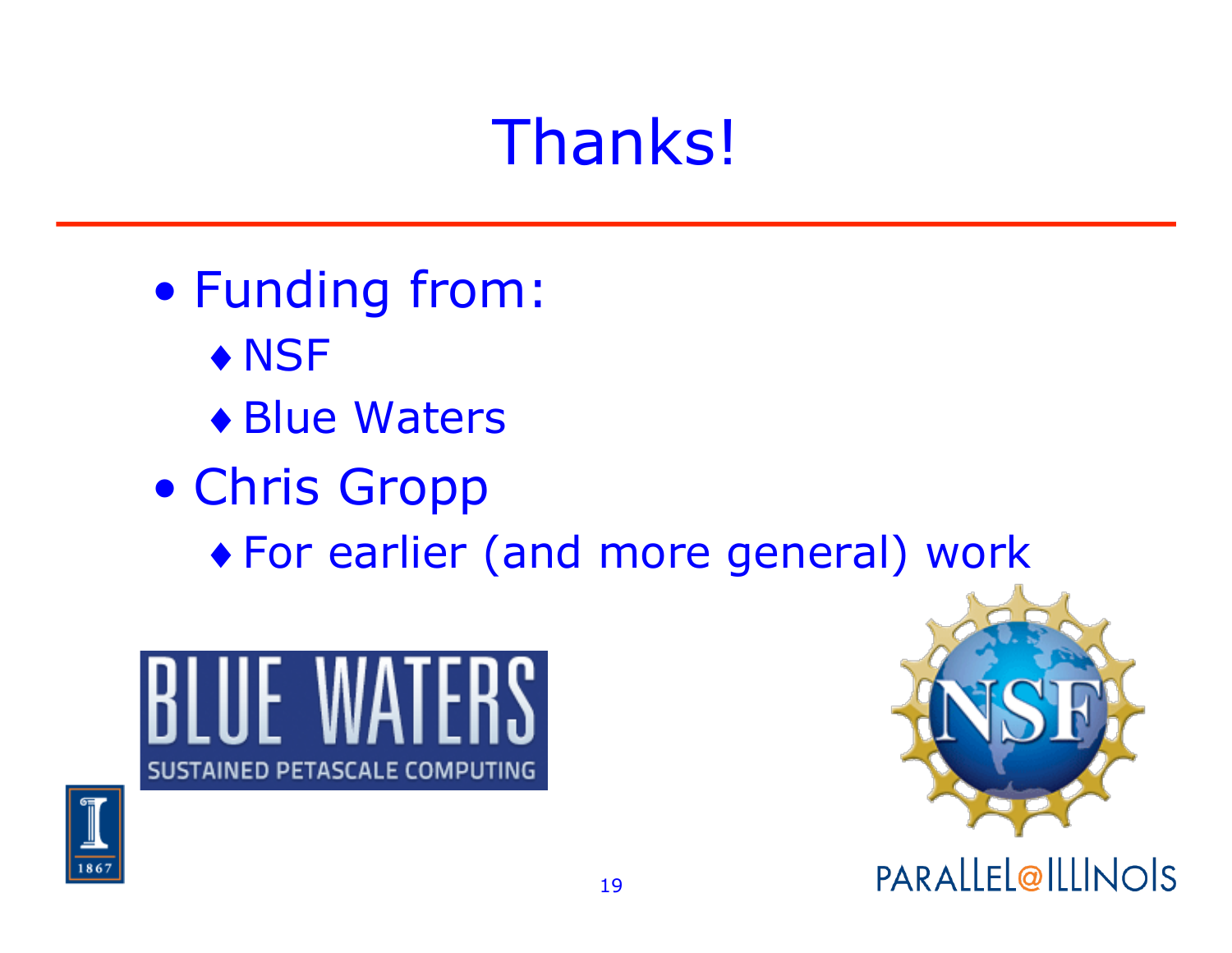# Thanks!

- Funding from:
  - NSF
  - Blue Waters
- Chris Gropp
  - For earlier (and more general) work

BLUE WATERS
SUSTAINED PETASCALE COMPUTING

NSF

PARALLEL@ILLINOIS